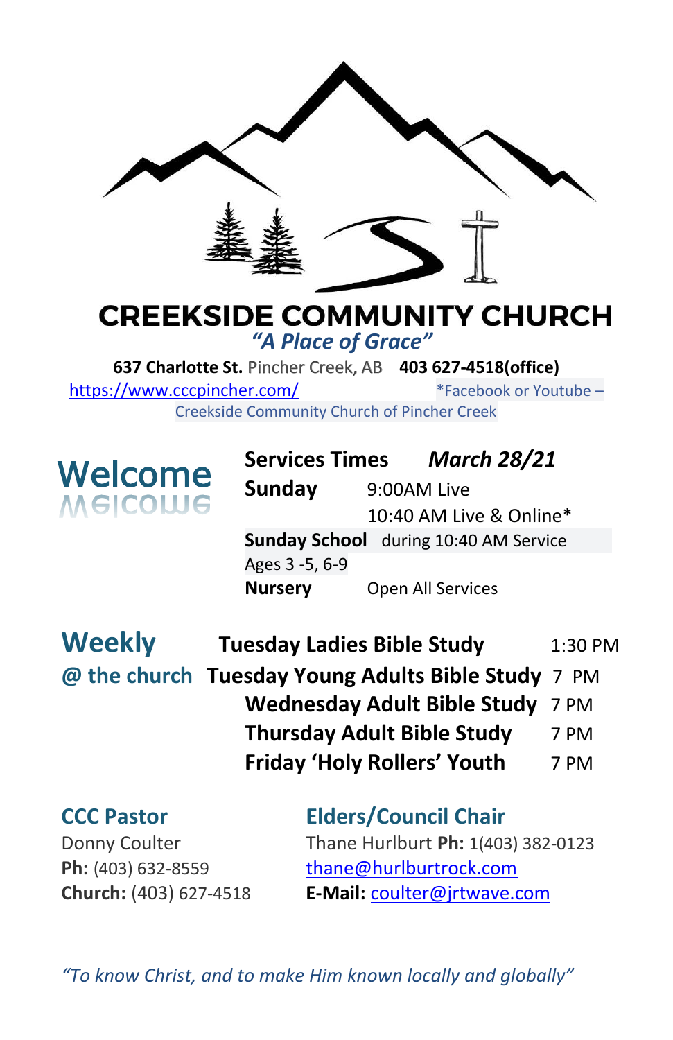# CREEKSIDE COMMUNITY CHURCH

*"A Place of Grace"*

**637 Charlotte St.** Pincher Creek, AB **403 627-4518(office)**

https://www.cccpincher.com/ *Facebook or Youtube – Creekside Community Church of Pincher Creek

## Welcome

**Services Times** ***March 28/21***

| | |
|---|---|
| **Sunday** | 9:00AM Live |
| | 10:40 AM Live & Online* |
| **Sunday School** | during 10:40 AM Service |
| Ages 3 -5, 6-9 | |
| **Nursery** | Open All Services |

## Weekly @ the church

| | |
|---|---|
| **Tuesday Ladies Bible Study** | 1:30 PM |
| **Tuesday Young Adults Bible Study** | 7 PM |
| **Wednesday Adult Bible Study** | 7 PM |
| **Thursday Adult Bible Study** | 7 PM |
| **Friday 'Holy Rollers' Youth** | 7 PM |

### CCC Pastor

Donny Coulter
**Ph:** (403) 632-8559
**Church:** (403) 627-4518
**E-Mail:** coulter@jrtwave.com

### Elders/Council Chair

Thane Hurlburt **Ph:** 1(403) 382-0123
thane@hurlburtrock.com

*"To know Christ, and to make Him known locally and globally"*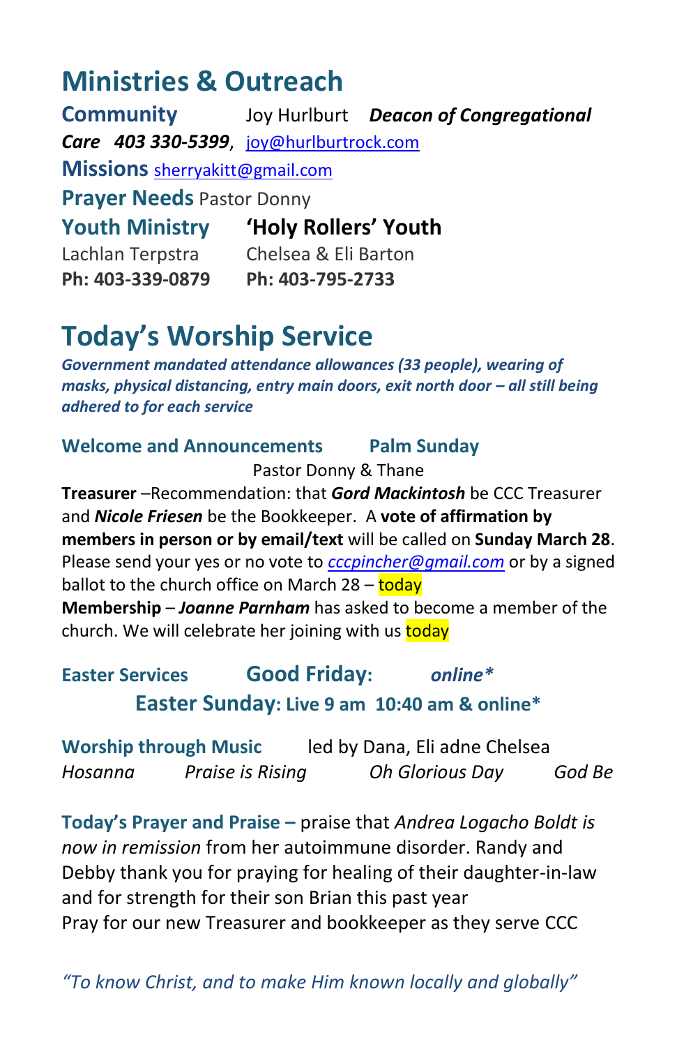# Ministries & Outreach

**Community** Joy Hurlburt ***Deacon of Congregational Care 403 330-5399***, joy@hurlburtrock.com

**Missions** sherryakitt@gmail.com

**Prayer Needs** Pastor Donny

| **Youth Ministry** | **'Holy Rollers' Youth** |
| --- | --- |
| Lachlan Terpstra | Chelsea & Eli Barton |
| **Ph: 403-339-0879** | **Ph: 403-795-2733** |

# Today's Worship Service

***Government mandated attendance allowances (33 people), wearing of masks, physical distancing, entry main doors, exit north door – all still being adhered to for each service***

**Welcome and Announcements** **Palm Sunday**

Pastor Donny & Thane

**Treasurer** –Recommendation: that ***Gord Mackintosh*** be CCC Treasurer and ***Nicole Friesen*** be the Bookkeeper. A **vote of affirmation by members in person or by email/text** will be called on **Sunday March 28**. Please send your yes or no vote to *cccpincher@gmail.com* or by a signed ballot to the church office on March 28 – today

**Membership** – ***Joanne Parnham*** has asked to become a member of the church. We will celebrate her joining with us today

**Easter Services** **Good Friday:** ***online****

**Easter Sunday: Live 9 am 10:40 am & online***

**Worship through Music** led by Dana, Eli adne Chelsea

*Hosanna* *Praise is Rising* *Oh Glorious Day* *God Be*

**Today's Prayer and Praise –** praise that *Andrea Logacho Boldt is now in remission* from her autoimmune disorder. Randy and Debby thank you for praying for healing of their daughter-in-law and for strength for their son Brian this past year

Pray for our new Treasurer and bookkeeper as they serve CCC

*"To know Christ, and to make Him known locally and globally"*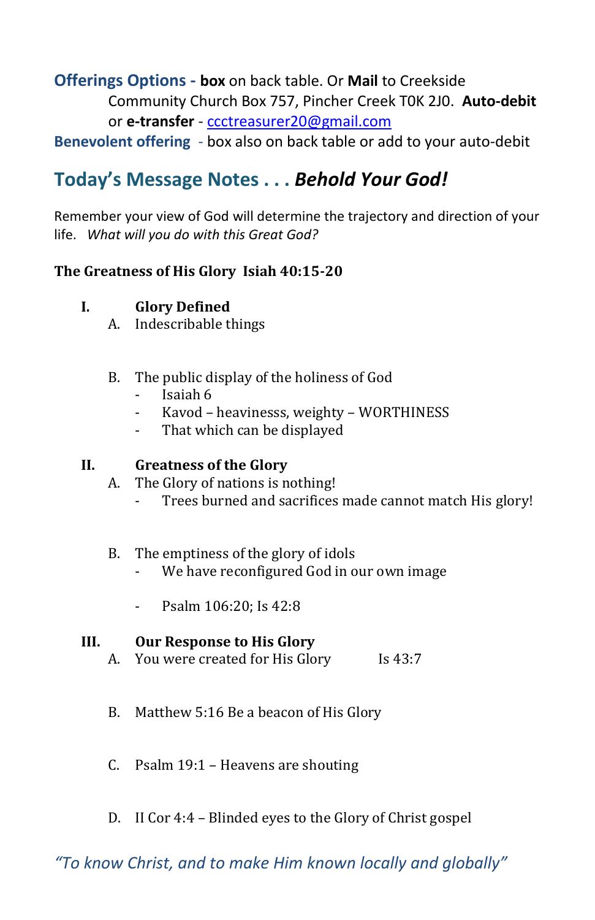**Offerings Options** - **box** on back table. Or **Mail** to Creekside Community Church Box 757, Pincher Creek T0K 2J0. **Auto-debit** or **e-transfer** - ccctreasurer20@gmail.com

**Benevolent offering** - box also on back table or add to your auto-debit

## Today's Message Notes . . . *Behold Your God!*

Remember your view of God will determine the trajectory and direction of your life. *What will you do with this Great God?*

**The Greatness of His Glory Isiah 40:15-20**

**I. Glory Defined**

A. Indescribable things

B. The public display of the holiness of God
- Isaiah 6
- Kavod – heavinesss, weighty – WORTHINESS
- That which can be displayed

**II. Greatness of the Glory**

A. The Glory of nations is nothing!
- Trees burned and sacrifices made cannot match His glory!

B. The emptiness of the glory of idols
- We have reconfigured God in our own image
- Psalm 106:20; Is 42:8

**III. Our Response to His Glory**

A. You were created for His Glory Is 43:7

B. Matthew 5:16 Be a beacon of His Glory

C. Psalm 19:1 – Heavens are shouting

D. II Cor 4:4 – Blinded eyes to the Glory of Christ gospel

*"To know Christ, and to make Him known locally and globally"*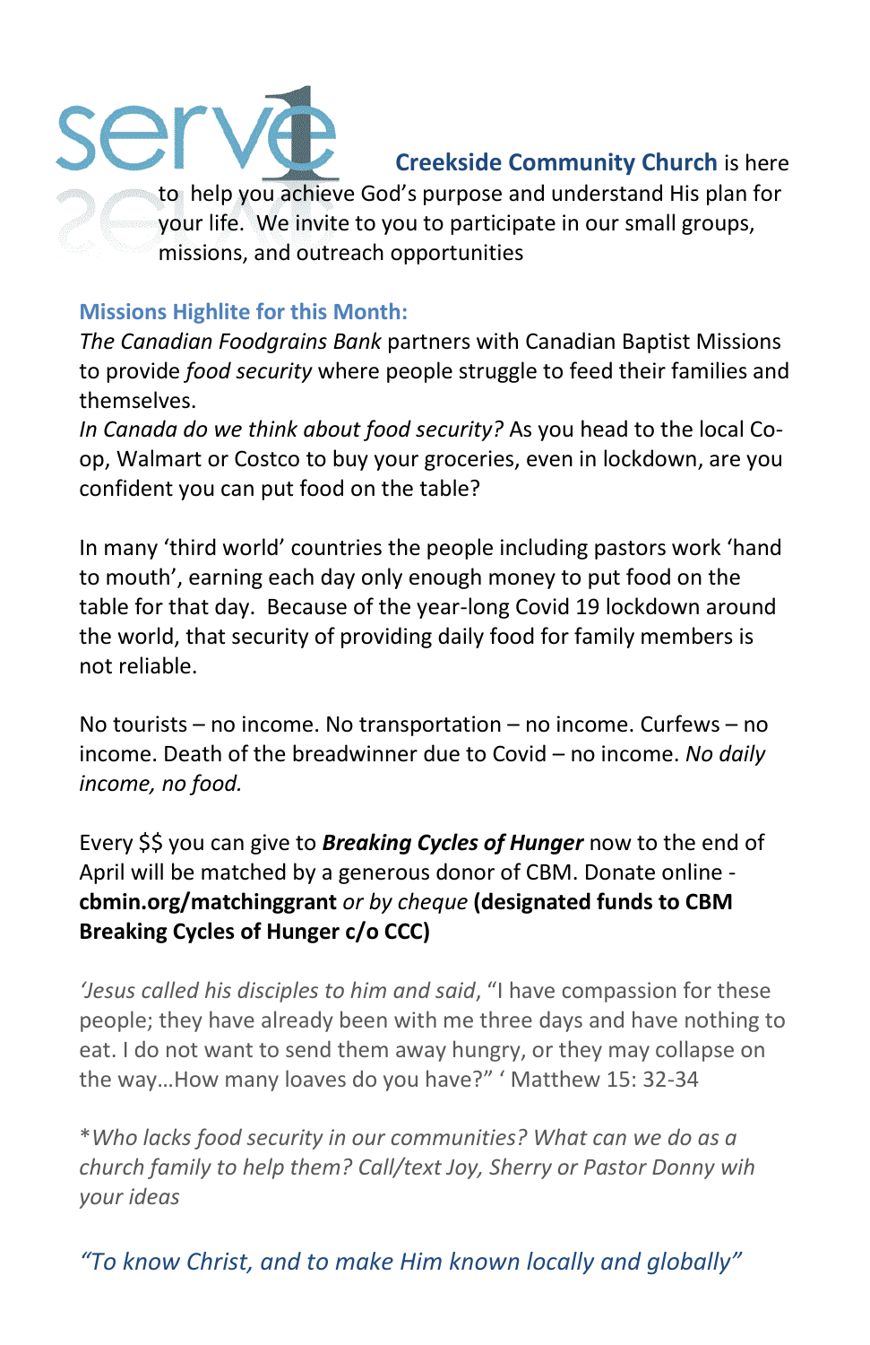serve

**Creekside Community Church** is here to help you achieve God's purpose and understand His plan for your life. We invite to you to participate in our small groups, missions, and outreach opportunities

**Missions Highlite for this Month:**

*The Canadian Foodgrains Bank* partners with Canadian Baptist Missions to provide *food security* where people struggle to feed their families and themselves.

*In Canada do we think about food security?* As you head to the local Co-op, Walmart or Costco to buy your groceries, even in lockdown, are you confident you can put food on the table?

In many 'third world' countries the people including pastors work 'hand to mouth', earning each day only enough money to put food on the table for that day. Because of the year-long Covid 19 lockdown around the world, that security of providing daily food for family members is not reliable.

No tourists – no income. No transportation – no income. Curfews – no income. Death of the breadwinner due to Covid – no income. *No daily income, no food.*

Every $$ you can give to ***Breaking Cycles of Hunger*** now to the end of April will be matched by a generous donor of CBM. Donate online - **cbmin.org/matchinggrant** *or by cheque* **(designated funds to CBM Breaking Cycles of Hunger c/o CCC)**

*'Jesus called his disciples to him and said*, "I have compassion for these people; they have already been with me three days and have nothing to eat. I do not want to send them away hungry, or they may collapse on the way…How many loaves do you have?" ' Matthew 15: 32-34

*\*Who lacks food security in our communities? What can we do as a church family to help them? Call/text Joy, Sherry or Pastor Donny wih your ideas*

*"To know Christ, and to make Him known locally and globally"*